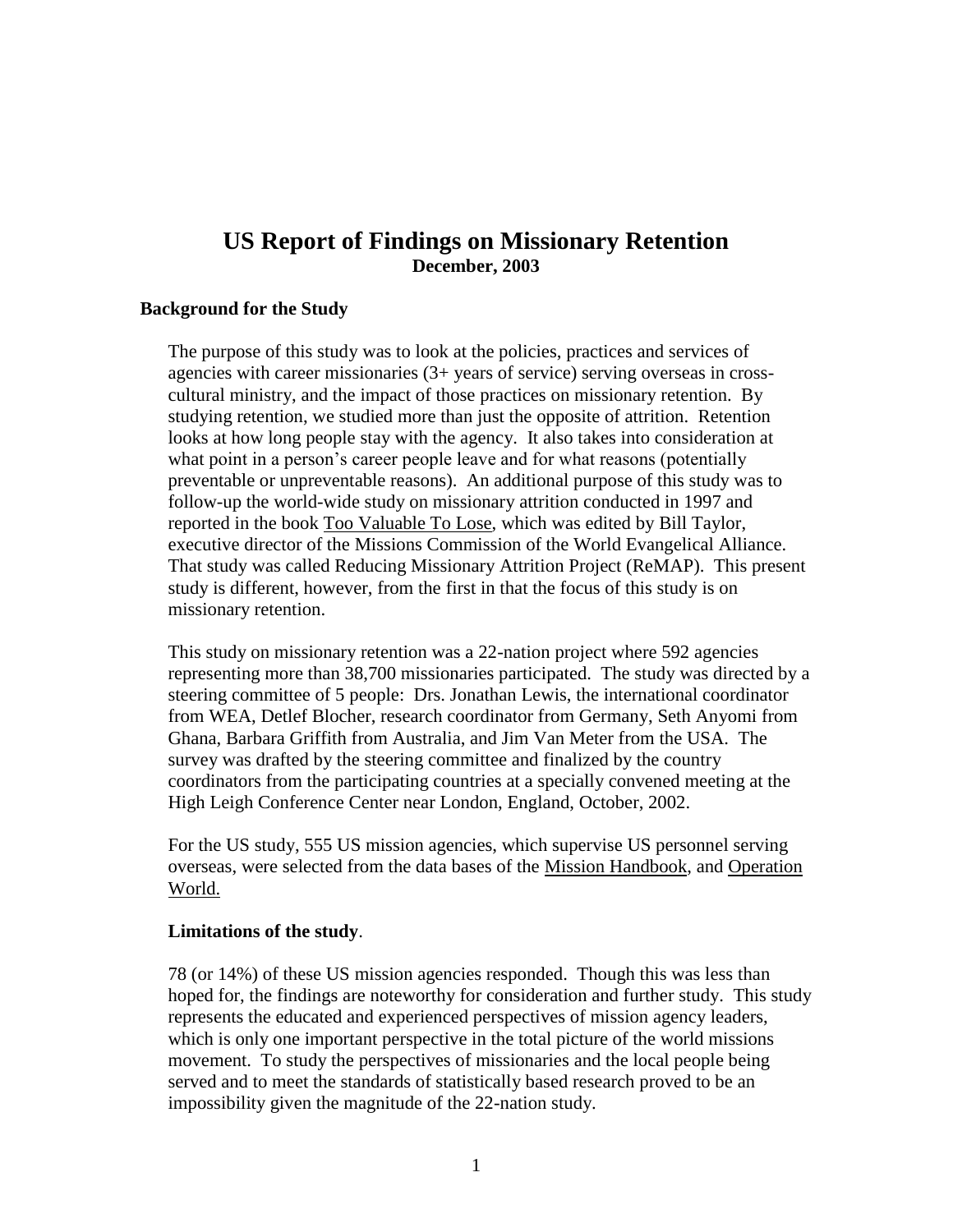# US Report of Findings on Missionary Retention

**December, 2003**

## Background for the Study

The purpose of this study was to look at the policies, practices and services of agencies with career missionaries (3+ years of service) serving overseas in cross-cultural ministry, and the impact of those practices on missionary retention. By studying retention, we studied more than just the opposite of attrition. Retention looks at how long people stay with the agency. It also takes into consideration at what point in a person's career people leave and for what reasons (potentially preventable or unpreventable reasons). An additional purpose of this study was to follow-up the world-wide study on missionary attrition conducted in 1997 and reported in the book Too Valuable To Lose, which was edited by Bill Taylor, executive director of the Missions Commission of the World Evangelical Alliance. That study was called Reducing Missionary Attrition Project (ReMAP). This present study is different, however, from the first in that the focus of this study is on missionary retention.

This study on missionary retention was a 22-nation project where 592 agencies representing more than 38,700 missionaries participated. The study was directed by a steering committee of 5 people: Drs. Jonathan Lewis, the international coordinator from WEA, Detlef Blocher, research coordinator from Germany, Seth Anyomi from Ghana, Barbara Griffith from Australia, and Jim Van Meter from the USA. The survey was drafted by the steering committee and finalized by the country coordinators from the participating countries at a specially convened meeting at the High Leigh Conference Center near London, England, October, 2002.

For the US study, 555 US mission agencies, which supervise US personnel serving overseas, were selected from the data bases of the Mission Handbook, and Operation World.

### Limitations of the study.

78 (or 14%) of these US mission agencies responded. Though this was less than hoped for, the findings are noteworthy for consideration and further study. This study represents the educated and experienced perspectives of mission agency leaders, which is only one important perspective in the total picture of the world missions movement. To study the perspectives of missionaries and the local people being served and to meet the standards of statistically based research proved to be an impossibility given the magnitude of the 22-nation study.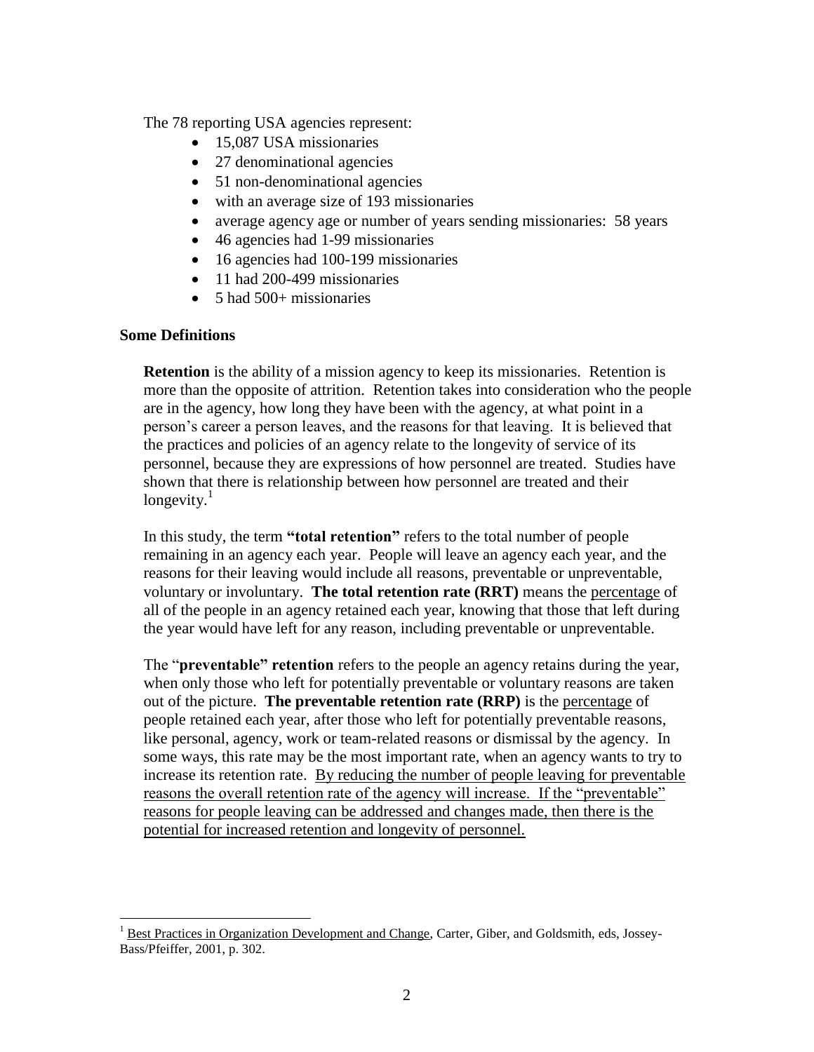The 78 reporting USA agencies represent:

- 15,087 USA missionaries
- 27 denominational agencies
- 51 non-denominational agencies
- with an average size of 193 missionaries
- average agency age or number of years sending missionaries: 58 years
- 46 agencies had 1-99 missionaries
- 16 agencies had 100-199 missionaries
- 11 had 200-499 missionaries
- 5 had 500+ missionaries

### Some Definitions

**Retention** is the ability of a mission agency to keep its missionaries. Retention is more than the opposite of attrition. Retention takes into consideration who the people are in the agency, how long they have been with the agency, at what point in a person's career a person leaves, and the reasons for that leaving. It is believed that the practices and policies of an agency relate to the longevity of service of its personnel, because they are expressions of how personnel are treated. Studies have shown that there is relationship between how personnel are treated and their longevity.[1]

In this study, the term **"total retention"** refers to the total number of people remaining in an agency each year. People will leave an agency each year, and the reasons for their leaving would include all reasons, preventable or unpreventable, voluntary or involuntary. **The total retention rate (RRT)** means the <u>percentage</u> of all of the people in an agency retained each year, knowing that those that left during the year would have left for any reason, including preventable or unpreventable.

The "**preventable" retention** refers to the people an agency retains during the year, when only those who left for potentially preventable or voluntary reasons are taken out of the picture. **The preventable retention rate (RRP)** is the <u>percentage</u> of people retained each year, after those who left for potentially preventable reasons, like personal, agency, work or team-related reasons or dismissal by the agency. In some ways, this rate may be the most important rate, when an agency wants to try to increase its retention rate. <u>By reducing the number of people leaving for preventable reasons the overall retention rate of the agency will increase. If the "preventable" reasons for people leaving can be addressed and changes made, then there is the potential for increased retention and longevity of personnel.</u>

---

[1] <u>Best Practices in Organization Development and Change</u>, Carter, Giber, and Goldsmith, eds, Jossey-Bass/Pfeiffer, 2001, p. 302.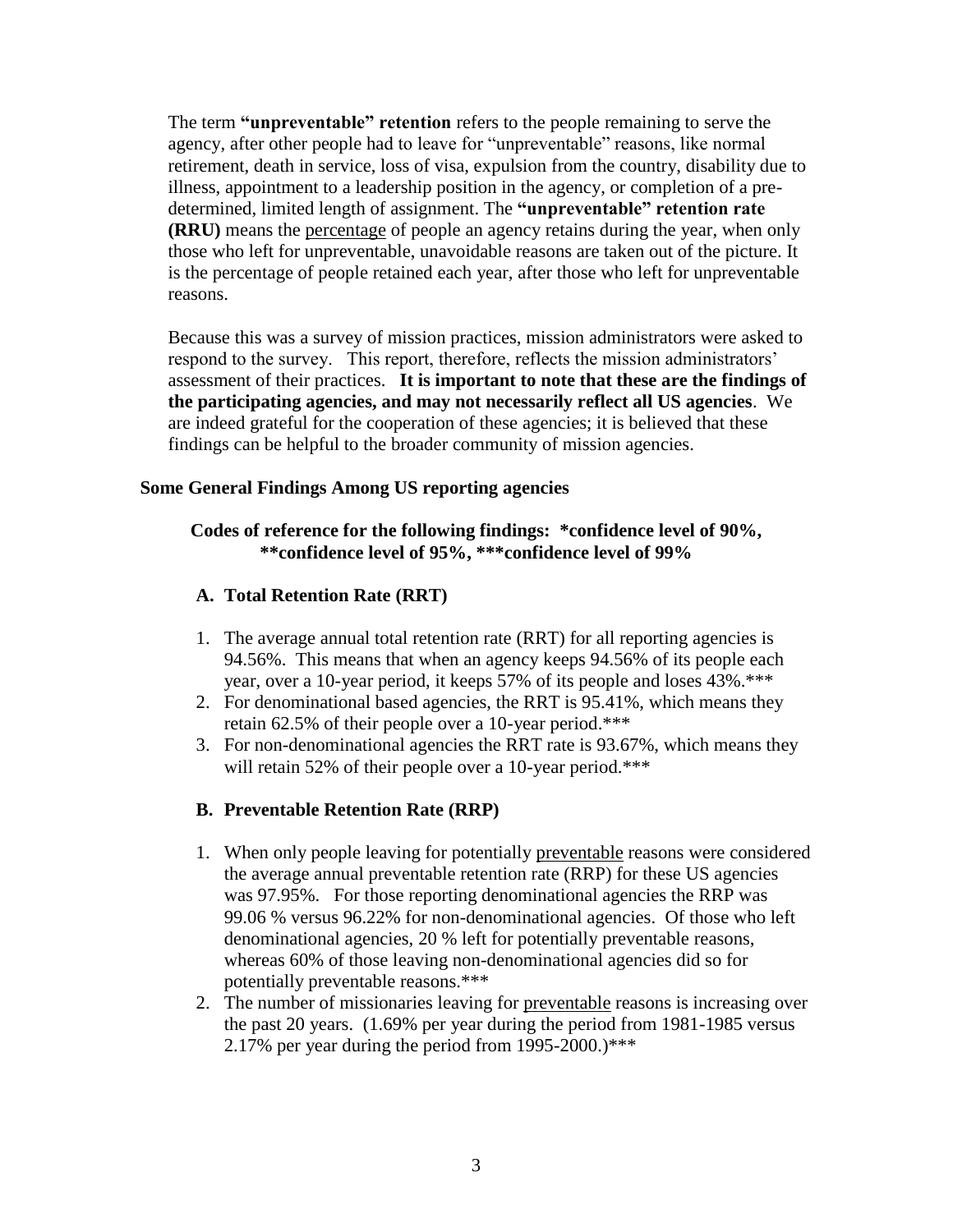The term **"unpreventable" retention** refers to the people remaining to serve the agency, after other people had to leave for "unpreventable" reasons, like normal retirement, death in service, loss of visa, expulsion from the country, disability due to illness, appointment to a leadership position in the agency, or completion of a pre-determined, limited length of assignment. The **"unpreventable" retention rate (RRU)** means the percentage of people an agency retains during the year, when only those who left for unpreventable, unavoidable reasons are taken out of the picture. It is the percentage of people retained each year, after those who left for unpreventable reasons.

Because this was a survey of mission practices, mission administrators were asked to respond to the survey. This report, therefore, reflects the mission administrators' assessment of their practices. **It is important to note that these are the findings of the participating agencies, and may not necessarily reflect all US agencies**. We are indeed grateful for the cooperation of these agencies; it is believed that these findings can be helpful to the broader community of mission agencies.

### Some General Findings Among US reporting agencies

**Codes of reference for the following findings: *confidence level of 90%, **confidence level of 95%, ***confidence level of 99%**

#### A. Total Retention Rate (RRT)

1. The average annual total retention rate (RRT) for all reporting agencies is 94.56%. This means that when an agency keeps 94.56% of its people each year, over a 10-year period, it keeps 57% of its people and loses 43%.***
2. For denominational based agencies, the RRT is 95.41%, which means they retain 62.5% of their people over a 10-year period.***
3. For non-denominational agencies the RRT rate is 93.67%, which means they will retain 52% of their people over a 10-year period.***

#### B. Preventable Retention Rate (RRP)

1. When only people leaving for potentially preventable reasons were considered the average annual preventable retention rate (RRP) for these US agencies was 97.95%. For those reporting denominational agencies the RRP was 99.06 % versus 96.22% for non-denominational agencies. Of those who left denominational agencies, 20 % left for potentially preventable reasons, whereas 60% of those leaving non-denominational agencies did so for potentially preventable reasons.***
2. The number of missionaries leaving for preventable reasons is increasing over the past 20 years. (1.69% per year during the period from 1981-1985 versus 2.17% per year during the period from 1995-2000.)***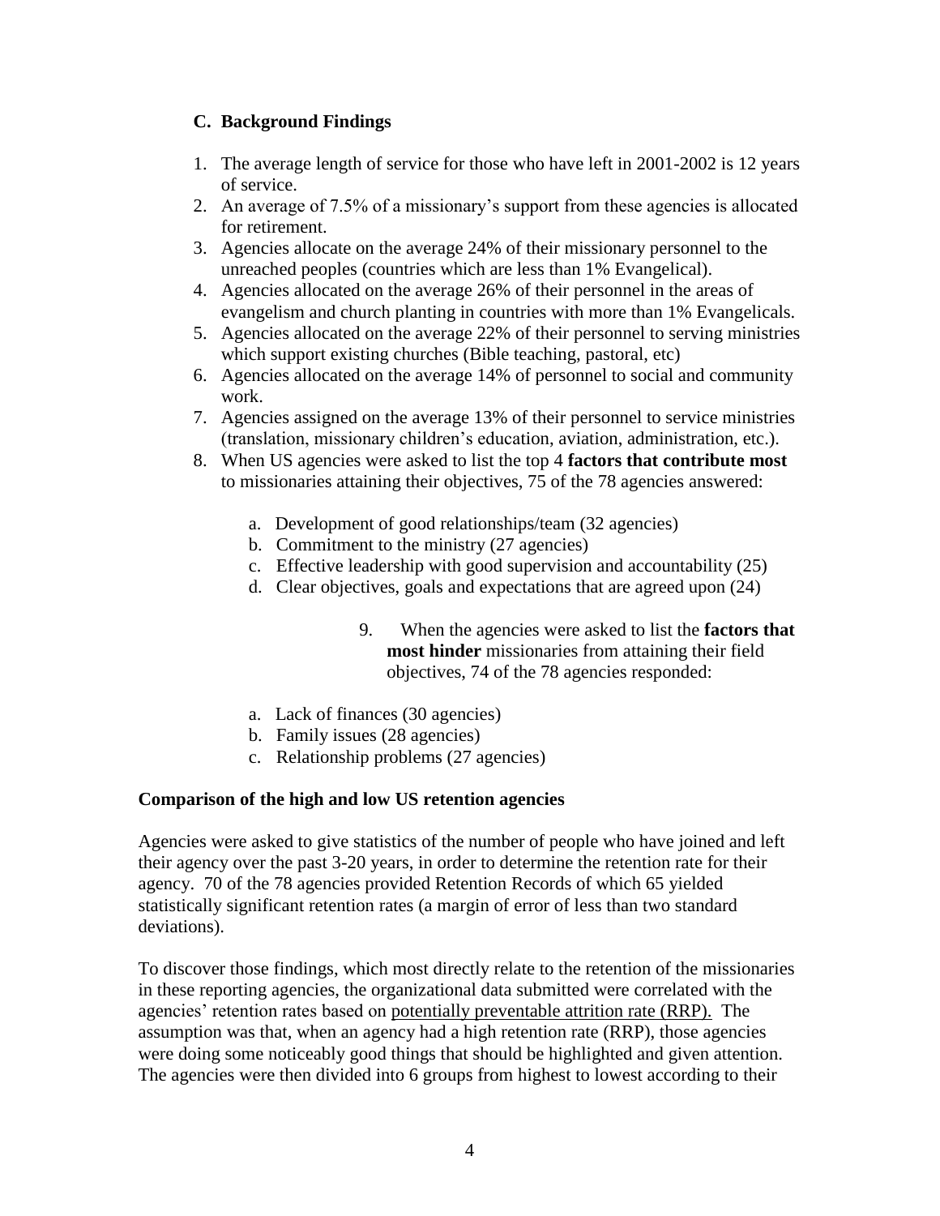### C. Background Findings

1. The average length of service for those who have left in 2001-2002 is 12 years of service.
2. An average of 7.5% of a missionary's support from these agencies is allocated for retirement.
3. Agencies allocate on the average 24% of their missionary personnel to the unreached peoples (countries which are less than 1% Evangelical).
4. Agencies allocated on the average 26% of their personnel in the areas of evangelism and church planting in countries with more than 1% Evangelicals.
5. Agencies allocated on the average 22% of their personnel to serving ministries which support existing churches (Bible teaching, pastoral, etc)
6. Agencies allocated on the average 14% of personnel to social and community work.
7. Agencies assigned on the average 13% of their personnel to service ministries (translation, missionary children's education, aviation, administration, etc.).
8. When US agencies were asked to list the top 4 **factors that contribute most** to missionaries attaining their objectives, 75 of the 78 agencies answered:

    a. Development of good relationships/team (32 agencies)
    b. Commitment to the ministry (27 agencies)
    c. Effective leadership with good supervision and accountability (25)
    d. Clear objectives, goals and expectations that are agreed upon (24)

9. When the agencies were asked to list the **factors that most hinder** missionaries from attaining their field objectives, 74 of the 78 agencies responded:

    a. Lack of finances (30 agencies)
    b. Family issues (28 agencies)
    c. Relationship problems (27 agencies)

**Comparison of the high and low US retention agencies**

Agencies were asked to give statistics of the number of people who have joined and left their agency over the past 3-20 years, in order to determine the retention rate for their agency. 70 of the 78 agencies provided Retention Records of which 65 yielded statistically significant retention rates (a margin of error of less than two standard deviations).

To discover those findings, which most directly relate to the retention of the missionaries in these reporting agencies, the organizational data submitted were correlated with the agencies' retention rates based on potentially preventable attrition rate (RRP). The assumption was that, when an agency had a high retention rate (RRP), those agencies were doing some noticeably good things that should be highlighted and given attention. The agencies were then divided into 6 groups from highest to lowest according to their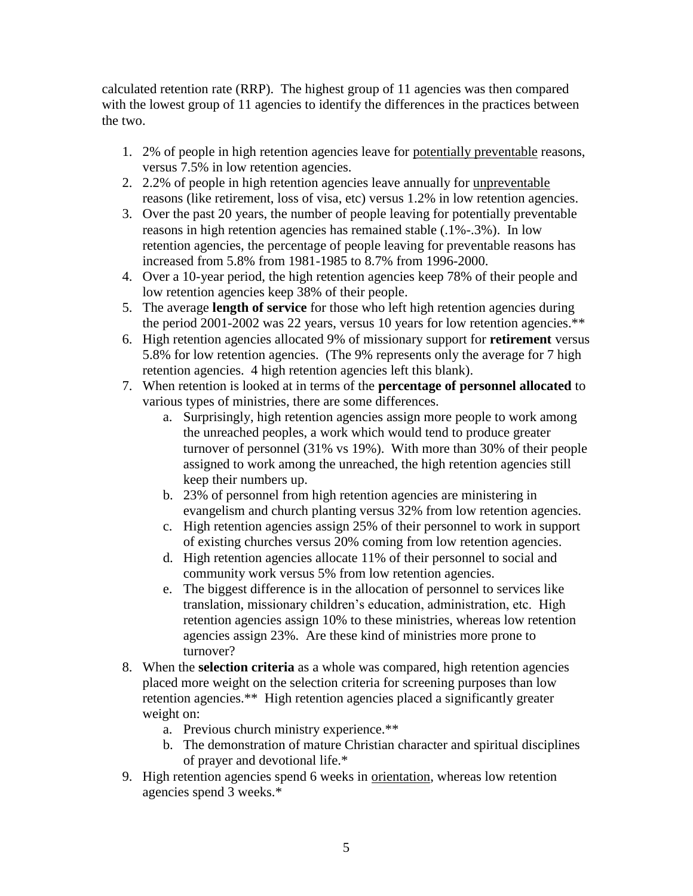calculated retention rate (RRP). The highest group of 11 agencies was then compared with the lowest group of 11 agencies to identify the differences in the practices between the two.

1. 2% of people in high retention agencies leave for <u>potentially preventable</u> reasons, versus 7.5% in low retention agencies.
2. 2.2% of people in high retention agencies leave annually for <u>unpreventable</u> reasons (like retirement, loss of visa, etc) versus 1.2% in low retention agencies.
3. Over the past 20 years, the number of people leaving for potentially preventable reasons in high retention agencies has remained stable (.1%-.3%). In low retention agencies, the percentage of people leaving for preventable reasons has increased from 5.8% from 1981-1985 to 8.7% from 1996-2000.
4. Over a 10-year period, the high retention agencies keep 78% of their people and low retention agencies keep 38% of their people.
5. The average **length of service** for those who left high retention agencies during the period 2001-2002 was 22 years, versus 10 years for low retention agencies.**
6. High retention agencies allocated 9% of missionary support for **retirement** versus 5.8% for low retention agencies. (The 9% represents only the average for 7 high retention agencies. 4 high retention agencies left this blank).
7. When retention is looked at in terms of the **percentage of personnel allocated** to various types of ministries, there are some differences.
    a. Surprisingly, high retention agencies assign more people to work among the unreached peoples, a work which would tend to produce greater turnover of personnel (31% vs 19%). With more than 30% of their people assigned to work among the unreached, the high retention agencies still keep their numbers up.
    b. 23% of personnel from high retention agencies are ministering in evangelism and church planting versus 32% from low retention agencies.
    c. High retention agencies assign 25% of their personnel to work in support of existing churches versus 20% coming from low retention agencies.
    d. High retention agencies allocate 11% of their personnel to social and community work versus 5% from low retention agencies.
    e. The biggest difference is in the allocation of personnel to services like translation, missionary children's education, administration, etc. High retention agencies assign 10% to these ministries, whereas low retention agencies assign 23%. Are these kind of ministries more prone to turnover?
8. When the **selection criteria** as a whole was compared, high retention agencies placed more weight on the selection criteria for screening purposes than low retention agencies.** High retention agencies placed a significantly greater weight on:
    a. Previous church ministry experience.**
    b. The demonstration of mature Christian character and spiritual disciplines of prayer and devotional life.*
9. High retention agencies spend 6 weeks in <u>orientation</u>, whereas low retention agencies spend 3 weeks.*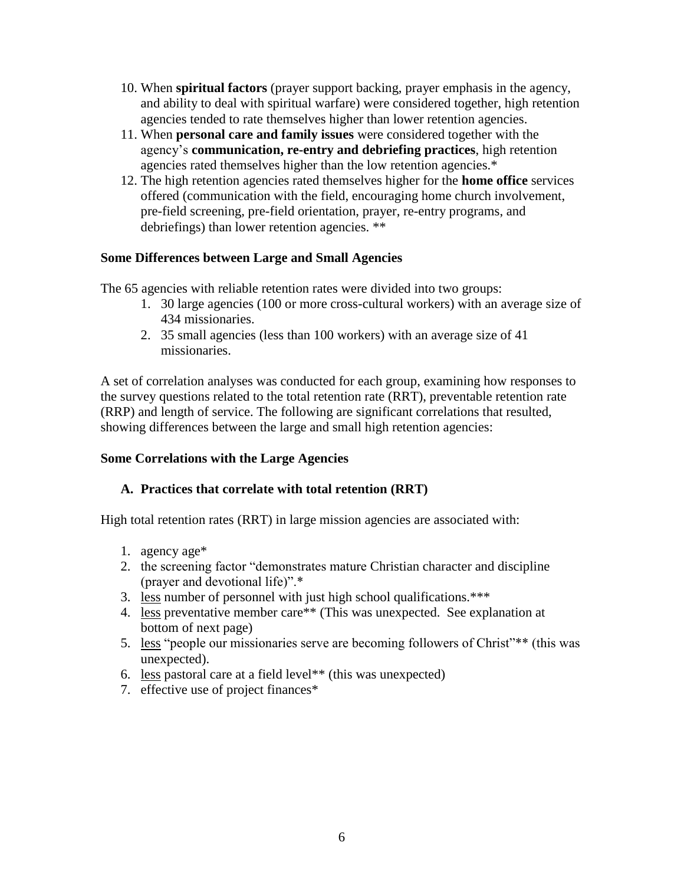10. When **spiritual factors** (prayer support backing, prayer emphasis in the agency, and ability to deal with spiritual warfare) were considered together, high retention agencies tended to rate themselves higher than lower retention agencies.
11. When **personal care and family issues** were considered together with the agency's **communication, re-entry and debriefing practices**, high retention agencies rated themselves higher than the low retention agencies.*
12. The high retention agencies rated themselves higher for the **home office** services offered (communication with the field, encouraging home church involvement, pre-field screening, pre-field orientation, prayer, re-entry programs, and debriefings) than lower retention agencies. **

### Some Differences between Large and Small Agencies

The 65 agencies with reliable retention rates were divided into two groups:

1. 30 large agencies (100 or more cross-cultural workers) with an average size of 434 missionaries.
2. 35 small agencies (less than 100 workers) with an average size of 41 missionaries.

A set of correlation analyses was conducted for each group, examining how responses to the survey questions related to the total retention rate (RRT), preventable retention rate (RRP) and length of service. The following are significant correlations that resulted, showing differences between the large and small high retention agencies:

### Some Correlations with the Large Agencies

#### A. Practices that correlate with total retention (RRT)

High total retention rates (RRT) in large mission agencies are associated with:

1. agency age*
2. the screening factor "demonstrates mature Christian character and discipline (prayer and devotional life)".*
3. <u>less</u> number of personnel with just high school qualifications.***
4. <u>less</u> preventative member care** (This was unexpected. See explanation at bottom of next page)
5. <u>less</u> "people our missionaries serve are becoming followers of Christ"** (this was unexpected).
6. <u>less</u> pastoral care at a field level** (this was unexpected)
7. effective use of project finances*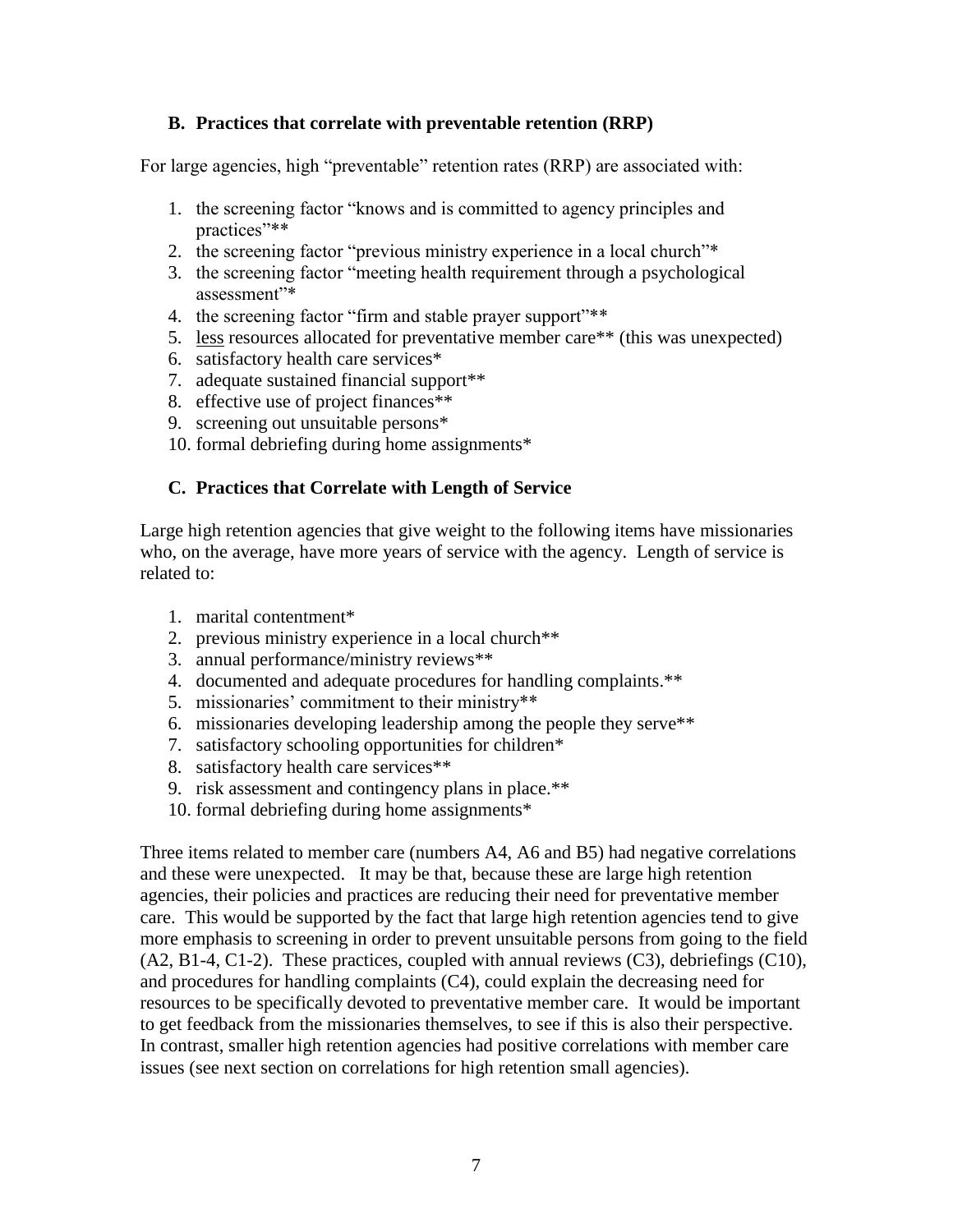### B. Practices that correlate with preventable retention (RRP)

For large agencies, high "preventable" retention rates (RRP) are associated with:

1. the screening factor "knows and is committed to agency principles and practices"**
2. the screening factor "previous ministry experience in a local church"*
3. the screening factor "meeting health requirement through a psychological assessment"*
4. the screening factor "firm and stable prayer support"**
5. <u>less</u> resources allocated for preventative member care** (this was unexpected)
6. satisfactory health care services*
7. adequate sustained financial support**
8. effective use of project finances**
9. screening out unsuitable persons*
10. formal debriefing during home assignments*

### C. Practices that Correlate with Length of Service

Large high retention agencies that give weight to the following items have missionaries who, on the average, have more years of service with the agency. Length of service is related to:

1. marital contentment*
2. previous ministry experience in a local church**
3. annual performance/ministry reviews**
4. documented and adequate procedures for handling complaints.**
5. missionaries' commitment to their ministry**
6. missionaries developing leadership among the people they serve**
7. satisfactory schooling opportunities for children*
8. satisfactory health care services**
9. risk assessment and contingency plans in place.**
10. formal debriefing during home assignments*

Three items related to member care (numbers A4, A6 and B5) had negative correlations and these were unexpected. It may be that, because these are large high retention agencies, their policies and practices are reducing their need for preventative member care. This would be supported by the fact that large high retention agencies tend to give more emphasis to screening in order to prevent unsuitable persons from going to the field (A2, B1-4, C1-2). These practices, coupled with annual reviews (C3), debriefings (C10), and procedures for handling complaints (C4), could explain the decreasing need for resources to be specifically devoted to preventative member care. It would be important to get feedback from the missionaries themselves, to see if this is also their perspective. In contrast, smaller high retention agencies had positive correlations with member care issues (see next section on correlations for high retention small agencies).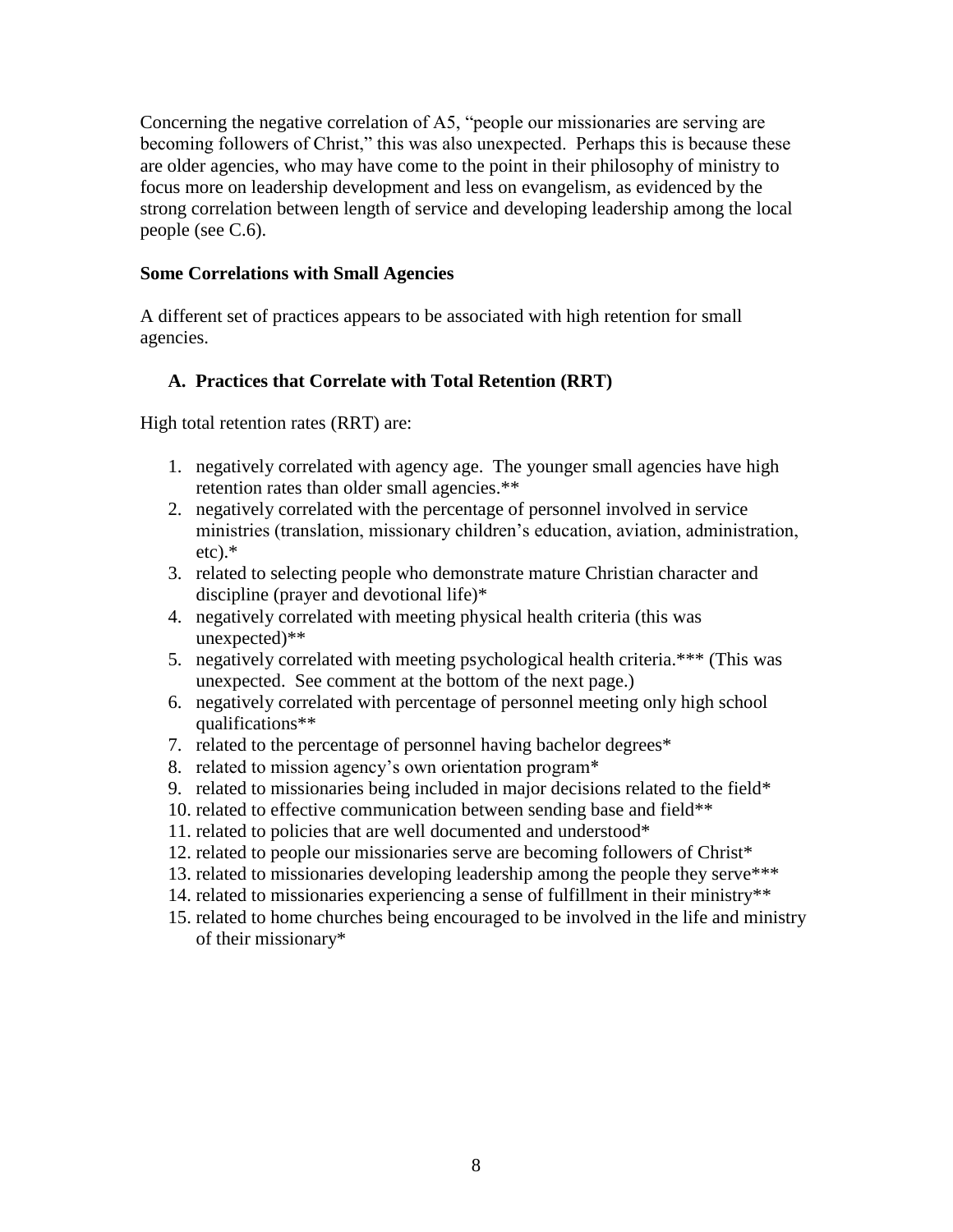Concerning the negative correlation of A5, "people our missionaries are serving are becoming followers of Christ," this was also unexpected. Perhaps this is because these are older agencies, who may have come to the point in their philosophy of ministry to focus more on leadership development and less on evangelism, as evidenced by the strong correlation between length of service and developing leadership among the local people (see C.6).

**Some Correlations with Small Agencies**

A different set of practices appears to be associated with high retention for small agencies.

## A. Practices that Correlate with Total Retention (RRT)

High total retention rates (RRT) are:

1. negatively correlated with agency age. The younger small agencies have high retention rates than older small agencies.**
2. negatively correlated with the percentage of personnel involved in service ministries (translation, missionary children's education, aviation, administration, etc).*
3. related to selecting people who demonstrate mature Christian character and discipline (prayer and devotional life)*
4. negatively correlated with meeting physical health criteria (this was unexpected)**
5. negatively correlated with meeting psychological health criteria.*** (This was unexpected. See comment at the bottom of the next page.)
6. negatively correlated with percentage of personnel meeting only high school qualifications**
7. related to the percentage of personnel having bachelor degrees*
8. related to mission agency's own orientation program*
9. related to missionaries being included in major decisions related to the field*
10. related to effective communication between sending base and field**
11. related to policies that are well documented and understood*
12. related to people our missionaries serve are becoming followers of Christ*
13. related to missionaries developing leadership among the people they serve***
14. related to missionaries experiencing a sense of fulfillment in their ministry**
15. related to home churches being encouraged to be involved in the life and ministry of their missionary*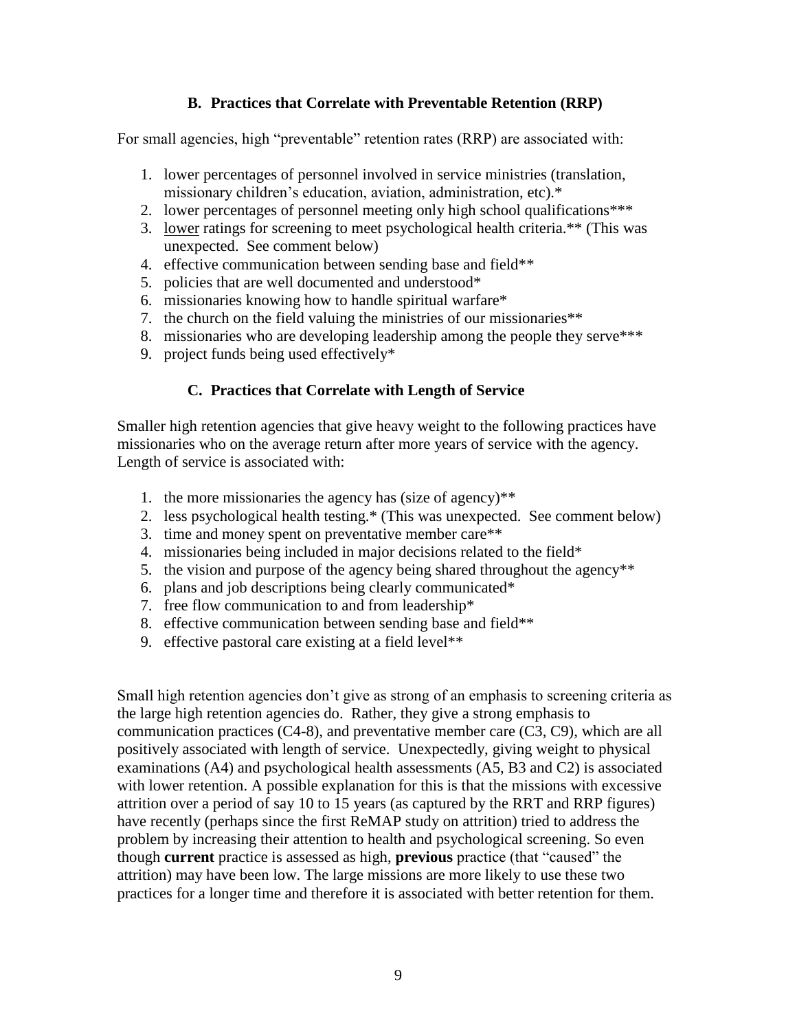### B. Practices that Correlate with Preventable Retention (RRP)

For small agencies, high "preventable" retention rates (RRP) are associated with:

1. lower percentages of personnel involved in service ministries (translation, missionary children's education, aviation, administration, etc).*
2. lower percentages of personnel meeting only high school qualifications***
3. <u>lower</u> ratings for screening to meet psychological health criteria.** (This was unexpected. See comment below)
4. effective communication between sending base and field**
5. policies that are well documented and understood*
6. missionaries knowing how to handle spiritual warfare*
7. the church on the field valuing the ministries of our missionaries**
8. missionaries who are developing leadership among the people they serve***
9. project funds being used effectively*

### C. Practices that Correlate with Length of Service

Smaller high retention agencies that give heavy weight to the following practices have missionaries who on the average return after more years of service with the agency. Length of service is associated with:

1. the more missionaries the agency has (size of agency)**
2. less psychological health testing.* (This was unexpected. See comment below)
3. time and money spent on preventative member care**
4. missionaries being included in major decisions related to the field*
5. the vision and purpose of the agency being shared throughout the agency**
6. plans and job descriptions being clearly communicated*
7. free flow communication to and from leadership*
8. effective communication between sending base and field**
9. effective pastoral care existing at a field level**

Small high retention agencies don't give as strong of an emphasis to screening criteria as the large high retention agencies do. Rather, they give a strong emphasis to communication practices (C4-8), and preventative member care (C3, C9), which are all positively associated with length of service. Unexpectedly, giving weight to physical examinations (A4) and psychological health assessments (A5, B3 and C2) is associated with lower retention. A possible explanation for this is that the missions with excessive attrition over a period of say 10 to 15 years (as captured by the RRT and RRP figures) have recently (perhaps since the first ReMAP study on attrition) tried to address the problem by increasing their attention to health and psychological screening. So even though **current** practice is assessed as high, **previous** practice (that "caused" the attrition) may have been low. The large missions are more likely to use these two practices for a longer time and therefore it is associated with better retention for them.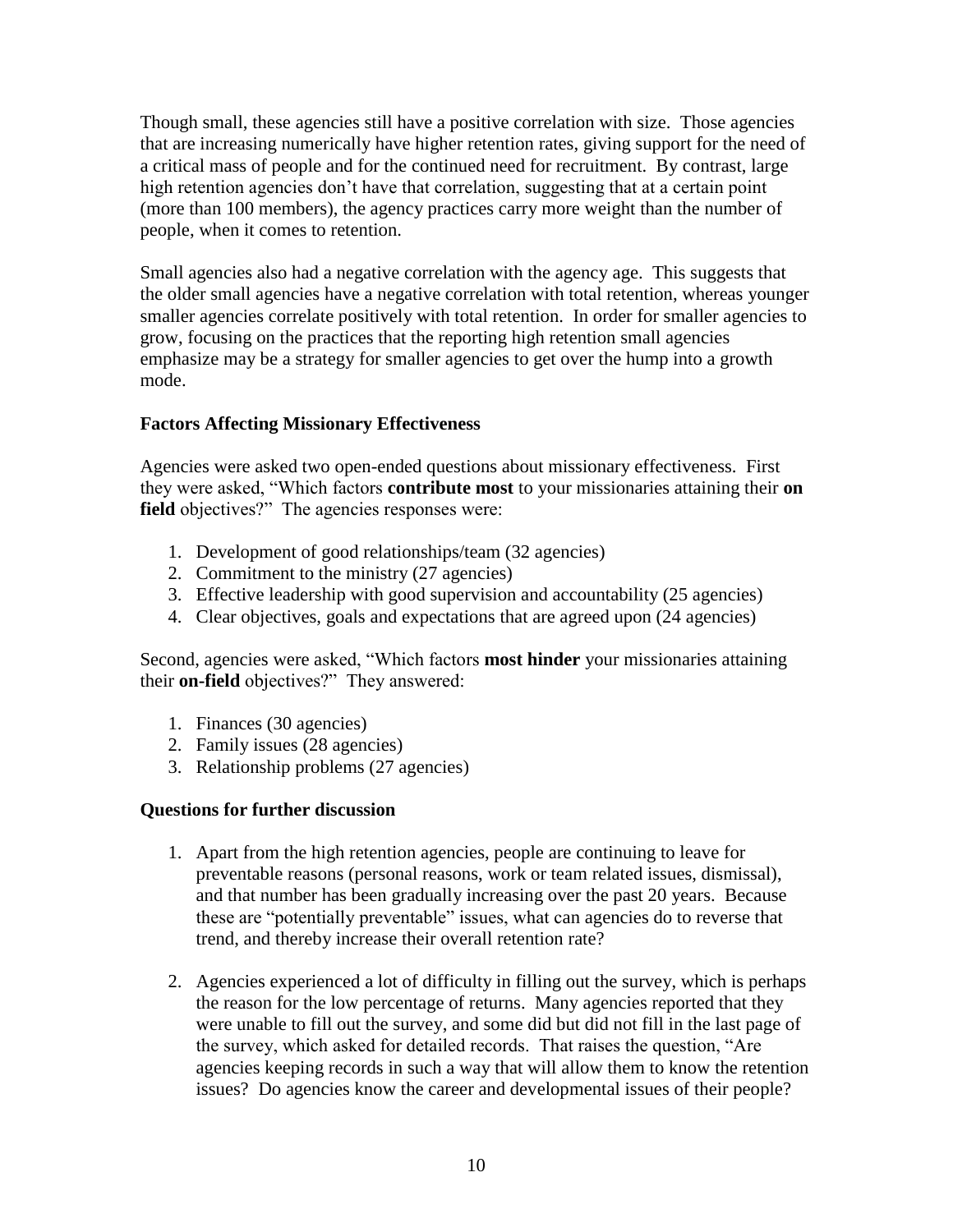Though small, these agencies still have a positive correlation with size. Those agencies that are increasing numerically have higher retention rates, giving support for the need of a critical mass of people and for the continued need for recruitment. By contrast, large high retention agencies don't have that correlation, suggesting that at a certain point (more than 100 members), the agency practices carry more weight than the number of people, when it comes to retention.

Small agencies also had a negative correlation with the agency age. This suggests that the older small agencies have a negative correlation with total retention, whereas younger smaller agencies correlate positively with total retention. In order for smaller agencies to grow, focusing on the practices that the reporting high retention small agencies emphasize may be a strategy for smaller agencies to get over the hump into a growth mode.

**Factors Affecting Missionary Effectiveness**

Agencies were asked two open-ended questions about missionary effectiveness. First they were asked, "Which factors **contribute most** to your missionaries attaining their **on field** objectives?" The agencies responses were:

1. Development of good relationships/team (32 agencies)
2. Commitment to the ministry (27 agencies)
3. Effective leadership with good supervision and accountability (25 agencies)
4. Clear objectives, goals and expectations that are agreed upon (24 agencies)

Second, agencies were asked, "Which factors **most hinder** your missionaries attaining their **on-field** objectives?" They answered:

1. Finances (30 agencies)
2. Family issues (28 agencies)
3. Relationship problems (27 agencies)

**Questions for further discussion**

1. Apart from the high retention agencies, people are continuing to leave for preventable reasons (personal reasons, work or team related issues, dismissal), and that number has been gradually increasing over the past 20 years. Because these are "potentially preventable" issues, what can agencies do to reverse that trend, and thereby increase their overall retention rate?

2. Agencies experienced a lot of difficulty in filling out the survey, which is perhaps the reason for the low percentage of returns. Many agencies reported that they were unable to fill out the survey, and some did but did not fill in the last page of the survey, which asked for detailed records. That raises the question, "Are agencies keeping records in such a way that will allow them to know the retention issues? Do agencies know the career and developmental issues of their people?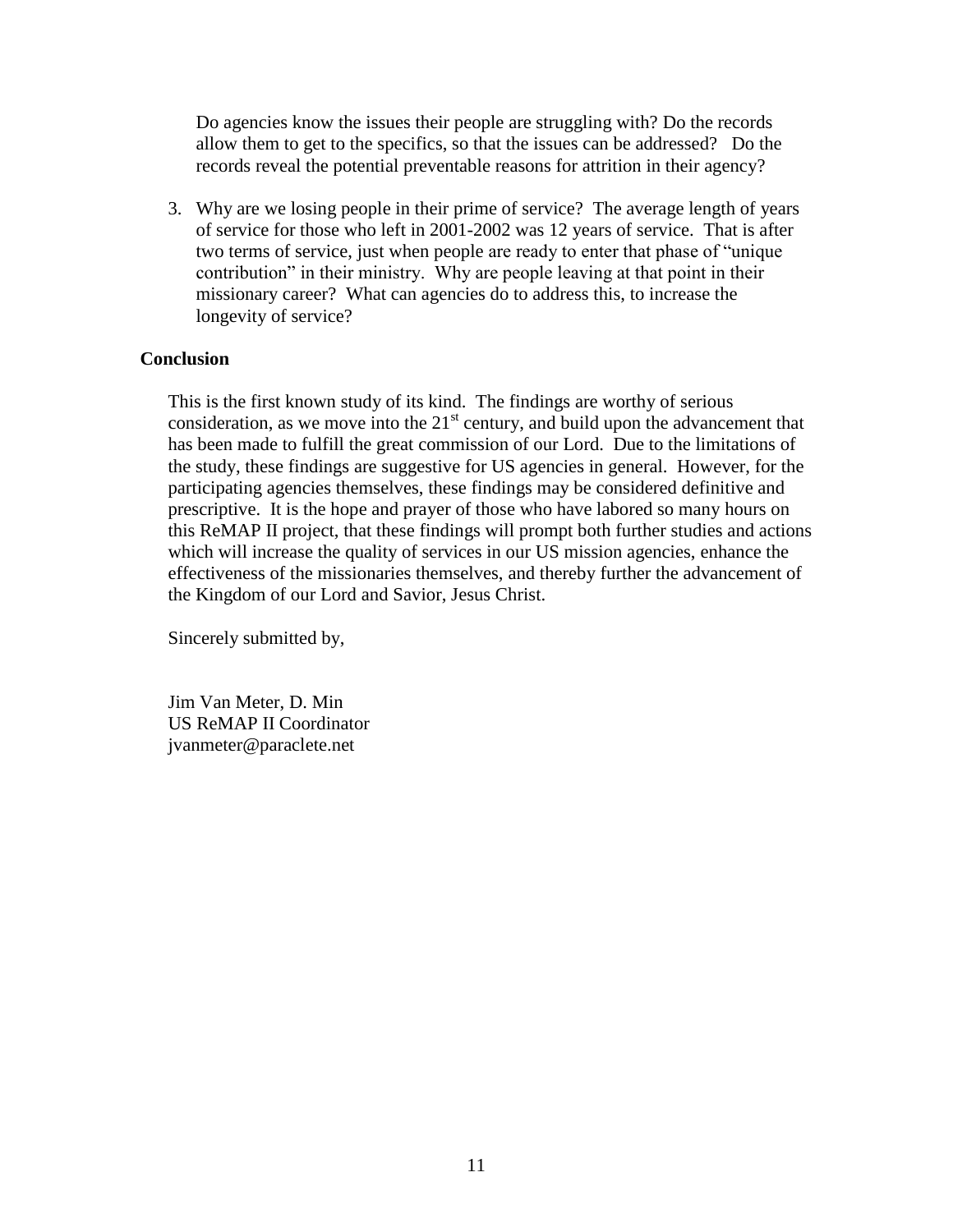Do agencies know the issues their people are struggling with? Do the records allow them to get to the specifics, so that the issues can be addressed? Do the records reveal the potential preventable reasons for attrition in their agency?

3. Why are we losing people in their prime of service? The average length of years of service for those who left in 2001-2002 was 12 years of service. That is after two terms of service, just when people are ready to enter that phase of "unique contribution" in their ministry. Why are people leaving at that point in their missionary career? What can agencies do to address this, to increase the longevity of service?

**Conclusion**

This is the first known study of its kind. The findings are worthy of serious consideration, as we move into the 21st century, and build upon the advancement that has been made to fulfill the great commission of our Lord. Due to the limitations of the study, these findings are suggestive for US agencies in general. However, for the participating agencies themselves, these findings may be considered definitive and prescriptive. It is the hope and prayer of those who have labored so many hours on this ReMAP II project, that these findings will prompt both further studies and actions which will increase the quality of services in our US mission agencies, enhance the effectiveness of the missionaries themselves, and thereby further the advancement of the Kingdom of our Lord and Savior, Jesus Christ.

Sincerely submitted by,

Jim Van Meter, D. Min
US ReMAP II Coordinator
jvanmeter@paraclete.net